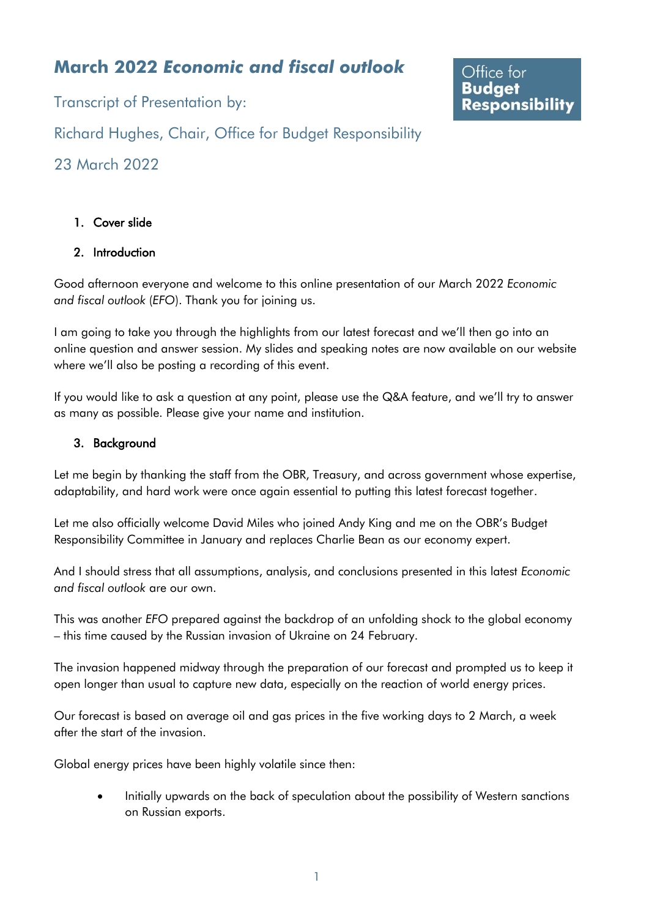# March 2022 *Economic and fiscal outlook*

Transcript of Presentation by:

Richard Hughes, Chair, Office for Budget Responsibility

23 March 2022

Office for **Budget Responsibility**

1. Cover slide

2. Introduction

Good afternoon everyone and welcome to this online presentation of our March 2022 *Economic and fiscal outlook* (*EFO*). Thank you for joining us.

I am going to take you through the highlights from our latest forecast and we'll then go into an online question and answer session. My slides and speaking notes are now available on our website where we'll also be posting a recording of this event.

If you would like to ask a question at any point, please use the Q&A feature, and we'll try to answer as many as possible. Please give your name and institution.

3. Background

Let me begin by thanking the staff from the OBR, Treasury, and across government whose expertise, adaptability, and hard work were once again essential to putting this latest forecast together.

Let me also officially welcome David Miles who joined Andy King and me on the OBR's Budget Responsibility Committee in January and replaces Charlie Bean as our economy expert.

And I should stress that all assumptions, analysis, and conclusions presented in this latest *Economic and fiscal outlook* are our own.

This was another *EFO* prepared against the backdrop of an unfolding shock to the global economy – this time caused by the Russian invasion of Ukraine on 24 February.

The invasion happened midway through the preparation of our forecast and prompted us to keep it open longer than usual to capture new data, especially on the reaction of world energy prices.

Our forecast is based on average oil and gas prices in the five working days to 2 March, a week after the start of the invasion.

Global energy prices have been highly volatile since then:

- Initially upwards on the back of speculation about the possibility of Western sanctions on Russian exports.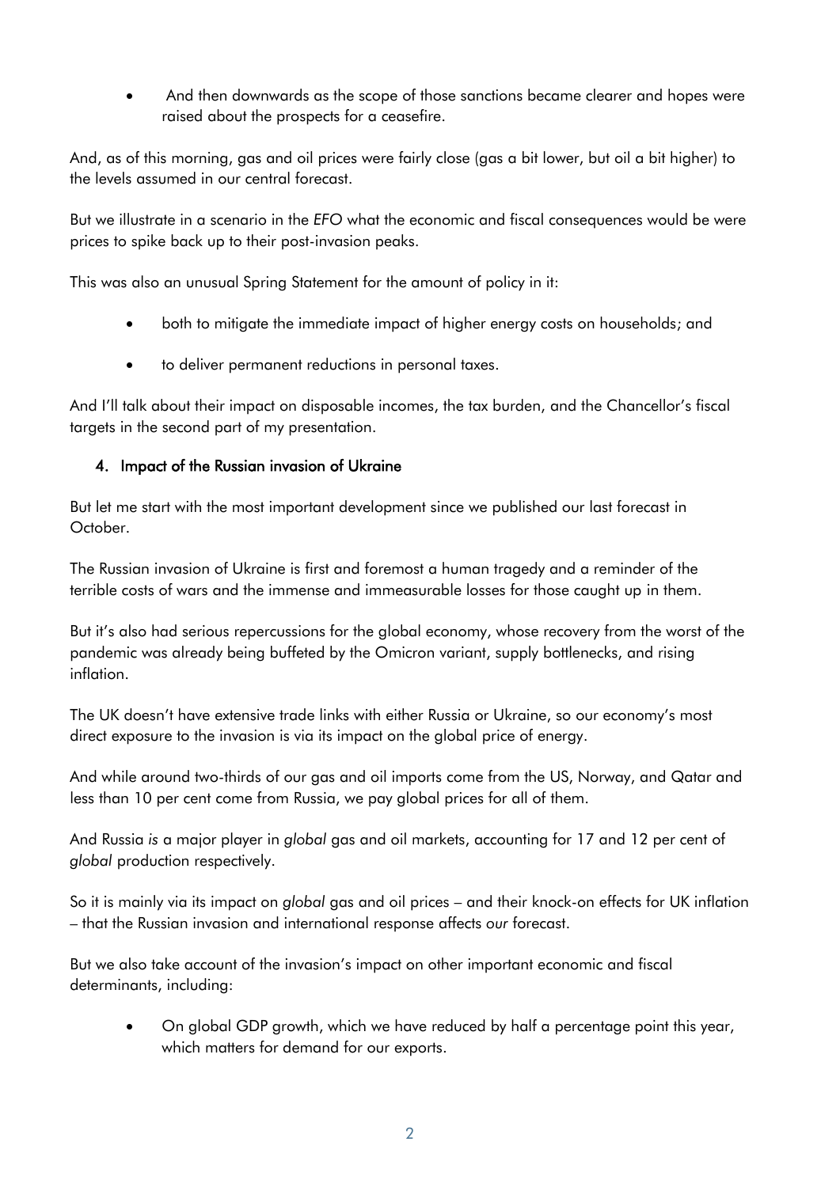- And then downwards as the scope of those sanctions became clearer and hopes were raised about the prospects for a ceasefire.

And, as of this morning, gas and oil prices were fairly close (gas a bit lower, but oil a bit higher) to the levels assumed in our central forecast.

But we illustrate in a scenario in the *EFO* what the economic and fiscal consequences would be were prices to spike back up to their post-invasion peaks.

This was also an unusual Spring Statement for the amount of policy in it:

- both to mitigate the immediate impact of higher energy costs on households; and
- to deliver permanent reductions in personal taxes.

And I'll talk about their impact on disposable incomes, the tax burden, and the Chancellor's fiscal targets in the second part of my presentation.

## 4. Impact of the Russian invasion of Ukraine

But let me start with the most important development since we published our last forecast in October.

The Russian invasion of Ukraine is first and foremost a human tragedy and a reminder of the terrible costs of wars and the immense and immeasurable losses for those caught up in them.

But it's also had serious repercussions for the global economy, whose recovery from the worst of the pandemic was already being buffeted by the Omicron variant, supply bottlenecks, and rising inflation.

The UK doesn't have extensive trade links with either Russia or Ukraine, so our economy's most direct exposure to the invasion is via its impact on the global price of energy.

And while around two-thirds of our gas and oil imports come from the US, Norway, and Qatar and less than 10 per cent come from Russia, we pay global prices for all of them.

And Russia *is* a major player in *global* gas and oil markets, accounting for 17 and 12 per cent of *global* production respectively.

So it is mainly via its impact on *global* gas and oil prices – and their knock-on effects for UK inflation – that the Russian invasion and international response affects *our* forecast.

But we also take account of the invasion's impact on other important economic and fiscal determinants, including:

- On global GDP growth, which we have reduced by half a percentage point this year, which matters for demand for our exports.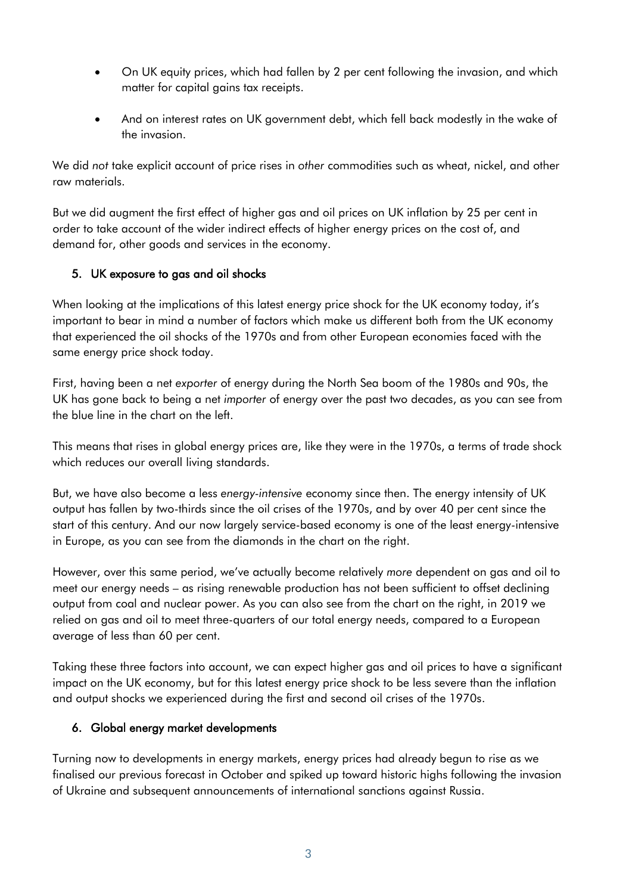- On UK equity prices, which had fallen by 2 per cent following the invasion, and which matter for capital gains tax receipts.
- And on interest rates on UK government debt, which fell back modestly in the wake of the invasion.

We did *not* take explicit account of price rises in *other* commodities such as wheat, nickel, and other raw materials.

But we did augment the first effect of higher gas and oil prices on UK inflation by 25 per cent in order to take account of the wider indirect effects of higher energy prices on the cost of, and demand for, other goods and services in the economy.

## 5. UK exposure to gas and oil shocks

When looking at the implications of this latest energy price shock for the UK economy today, it's important to bear in mind a number of factors which make us different both from the UK economy that experienced the oil shocks of the 1970s and from other European economies faced with the same energy price shock today.

First, having been a net *exporter* of energy during the North Sea boom of the 1980s and 90s, the UK has gone back to being a net *importer* of energy over the past two decades, as you can see from the blue line in the chart on the left.

This means that rises in global energy prices are, like they were in the 1970s, a terms of trade shock which reduces our overall living standards.

But, we have also become a less *energy-intensive* economy since then. The energy intensity of UK output has fallen by two-thirds since the oil crises of the 1970s, and by over 40 per cent since the start of this century. And our now largely service-based economy is one of the least energy-intensive in Europe, as you can see from the diamonds in the chart on the right.

However, over this same period, we've actually become relatively *more* dependent on gas and oil to meet our energy needs – as rising renewable production has not been sufficient to offset declining output from coal and nuclear power. As you can also see from the chart on the right, in 2019 we relied on gas and oil to meet three-quarters of our total energy needs, compared to a European average of less than 60 per cent.

Taking these three factors into account, we can expect higher gas and oil prices to have a significant impact on the UK economy, but for this latest energy price shock to be less severe than the inflation and output shocks we experienced during the first and second oil crises of the 1970s.

## 6. Global energy market developments

Turning now to developments in energy markets, energy prices had already begun to rise as we finalised our previous forecast in October and spiked up toward historic highs following the invasion of Ukraine and subsequent announcements of international sanctions against Russia.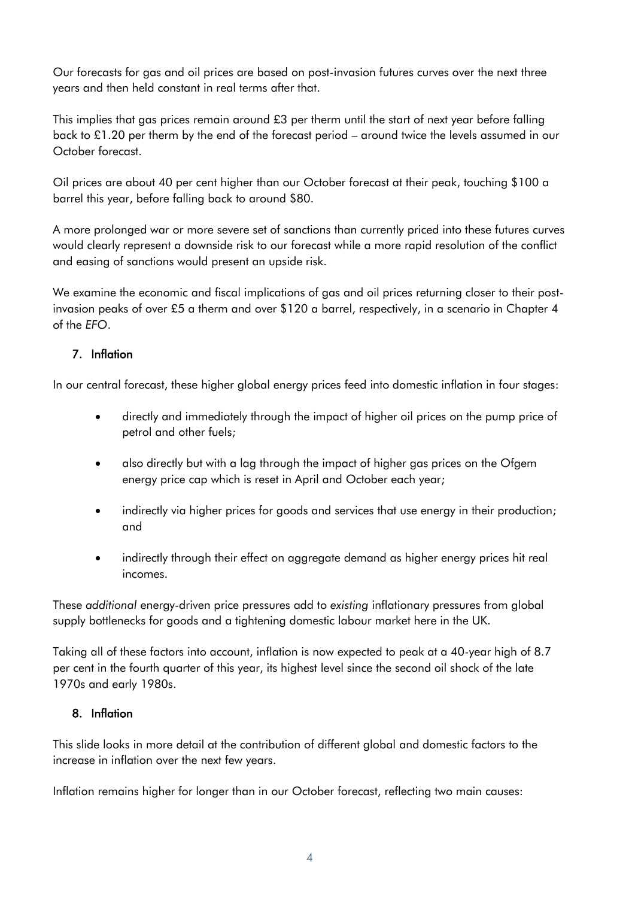Our forecasts for gas and oil prices are based on post-invasion futures curves over the next three years and then held constant in real terms after that.

This implies that gas prices remain around £3 per therm until the start of next year before falling back to £1.20 per therm by the end of the forecast period – around twice the levels assumed in our October forecast.

Oil prices are about 40 per cent higher than our October forecast at their peak, touching $100 a barrel this year, before falling back to around $80.

A more prolonged war or more severe set of sanctions than currently priced into these futures curves would clearly represent a downside risk to our forecast while a more rapid resolution of the conflict and easing of sanctions would present an upside risk.

We examine the economic and fiscal implications of gas and oil prices returning closer to their post-invasion peaks of over £5 a therm and over $120 a barrel, respectively, in a scenario in Chapter 4 of the *EFO*.

## 7. Inflation

In our central forecast, these higher global energy prices feed into domestic inflation in four stages:

- directly and immediately through the impact of higher oil prices on the pump price of petrol and other fuels;
- also directly but with a lag through the impact of higher gas prices on the Ofgem energy price cap which is reset in April and October each year;
- indirectly via higher prices for goods and services that use energy in their production; and
- indirectly through their effect on aggregate demand as higher energy prices hit real incomes.

These *additional* energy-driven price pressures add to *existing* inflationary pressures from global supply bottlenecks for goods and a tightening domestic labour market here in the UK.

Taking all of these factors into account, inflation is now expected to peak at a 40-year high of 8.7 per cent in the fourth quarter of this year, its highest level since the second oil shock of the late 1970s and early 1980s.

## 8. Inflation

This slide looks in more detail at the contribution of different global and domestic factors to the increase in inflation over the next few years.

Inflation remains higher for longer than in our October forecast, reflecting two main causes: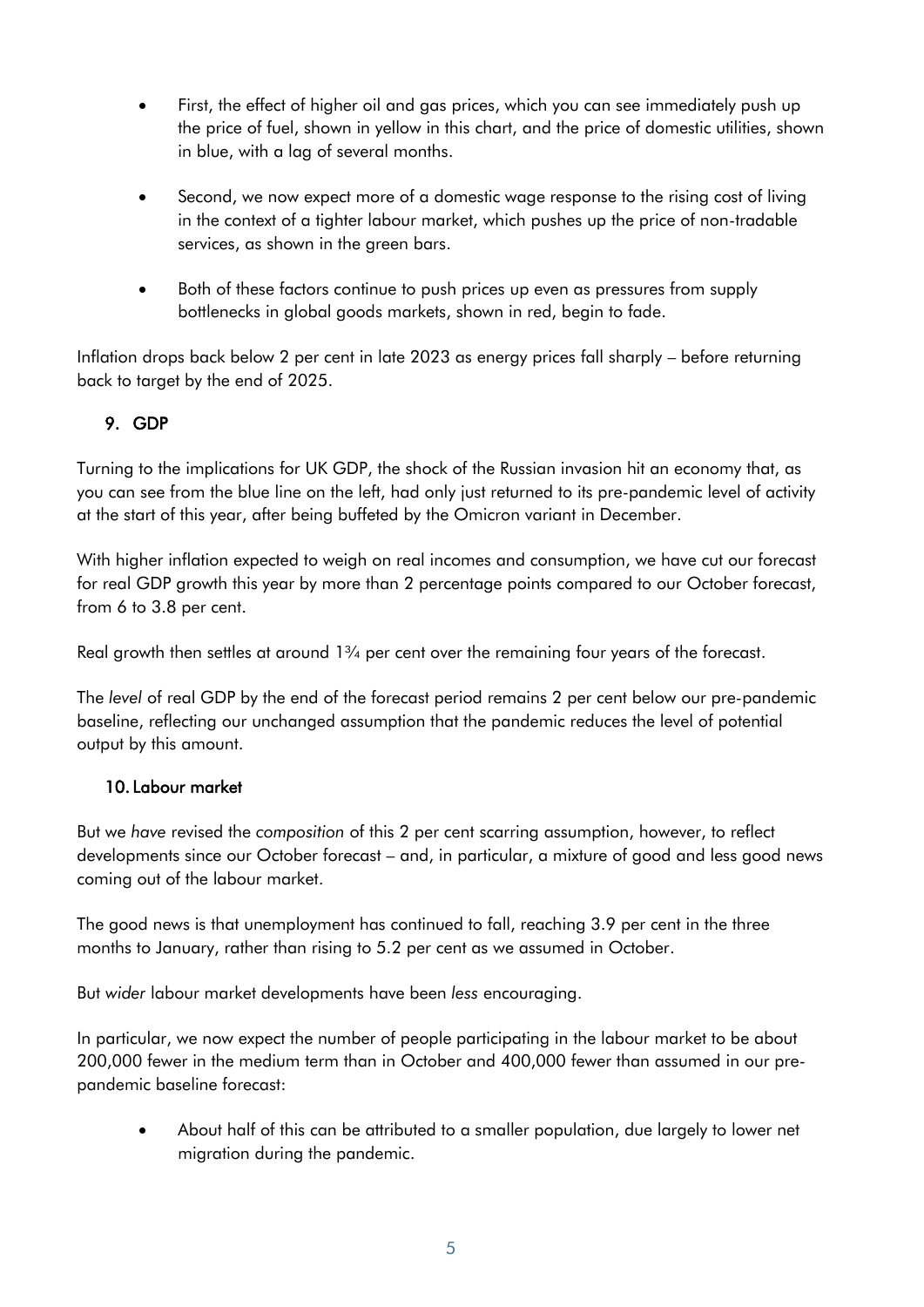- First, the effect of higher oil and gas prices, which you can see immediately push up the price of fuel, shown in yellow in this chart, and the price of domestic utilities, shown in blue, with a lag of several months.

- Second, we now expect more of a domestic wage response to the rising cost of living in the context of a tighter labour market, which pushes up the price of non-tradable services, as shown in the green bars.

- Both of these factors continue to push prices up even as pressures from supply bottlenecks in global goods markets, shown in red, begin to fade.

Inflation drops back below 2 per cent in late 2023 as energy prices fall sharply – before returning back to target by the end of 2025.

## 9. GDP

Turning to the implications for UK GDP, the shock of the Russian invasion hit an economy that, as you can see from the blue line on the left, had only just returned to its pre-pandemic level of activity at the start of this year, after being buffeted by the Omicron variant in December.

With higher inflation expected to weigh on real incomes and consumption, we have cut our forecast for real GDP growth this year by more than 2 percentage points compared to our October forecast, from 6 to 3.8 per cent.

Real growth then settles at around 1¾ per cent over the remaining four years of the forecast.

The *level* of real GDP by the end of the forecast period remains 2 per cent below our pre-pandemic baseline, reflecting our unchanged assumption that the pandemic reduces the level of potential output by this amount.

## 10. Labour market

But we *have* revised the *composition* of this 2 per cent scarring assumption, however, to reflect developments since our October forecast – and, in particular, a mixture of good and less good news coming out of the labour market.

The good news is that unemployment has continued to fall, reaching 3.9 per cent in the three months to January, rather than rising to 5.2 per cent as we assumed in October.

But *wider* labour market developments have been *less* encouraging.

In particular, we now expect the number of people participating in the labour market to be about 200,000 fewer in the medium term than in October and 400,000 fewer than assumed in our pre-pandemic baseline forecast:

- About half of this can be attributed to a smaller population, due largely to lower net migration during the pandemic.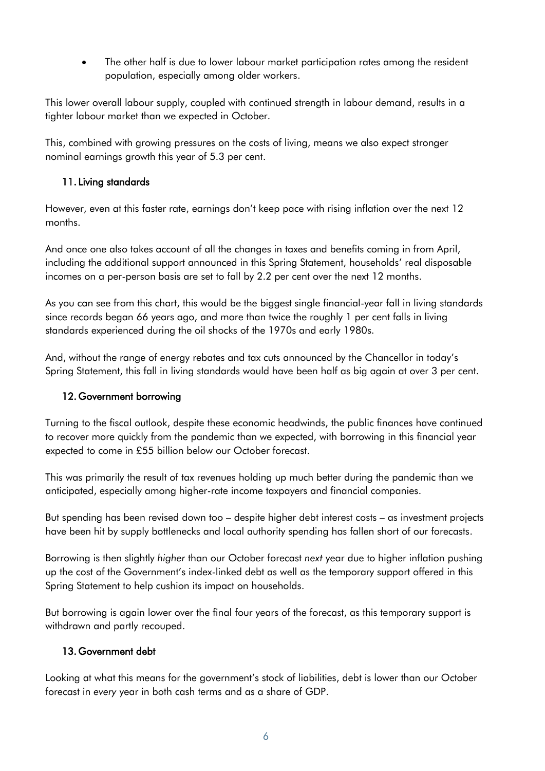- The other half is due to lower labour market participation rates among the resident population, especially among older workers.

This lower overall labour supply, coupled with continued strength in labour demand, results in a tighter labour market than we expected in October.

This, combined with growing pressures on the costs of living, means we also expect stronger nominal earnings growth this year of 5.3 per cent.

### 11. Living standards

However, even at this faster rate, earnings don't keep pace with rising inflation over the next 12 months.

And once one also takes account of all the changes in taxes and benefits coming in from April, including the additional support announced in this Spring Statement, households' real disposable incomes on a per-person basis are set to fall by 2.2 per cent over the next 12 months.

As you can see from this chart, this would be the biggest single financial-year fall in living standards since records began 66 years ago, and more than twice the roughly 1 per cent falls in living standards experienced during the oil shocks of the 1970s and early 1980s.

And, without the range of energy rebates and tax cuts announced by the Chancellor in today's Spring Statement, this fall in living standards would have been half as big again at over 3 per cent.

### 12. Government borrowing

Turning to the fiscal outlook, despite these economic headwinds, the public finances have continued to recover more quickly from the pandemic than we expected, with borrowing in this financial year expected to come in £55 billion below our October forecast.

This was primarily the result of tax revenues holding up much better during the pandemic than we anticipated, especially among higher-rate income taxpayers and financial companies.

But spending has been revised down too – despite higher debt interest costs – as investment projects have been hit by supply bottlenecks and local authority spending has fallen short of our forecasts.

Borrowing is then slightly *higher* than our October forecast *next* year due to higher inflation pushing up the cost of the Government's index-linked debt as well as the temporary support offered in this Spring Statement to help cushion its impact on households.

But borrowing is again lower over the final four years of the forecast, as this temporary support is withdrawn and partly recouped.

### 13. Government debt

Looking at what this means for the government's stock of liabilities, debt is lower than our October forecast in *every* year in both cash terms and as a share of GDP.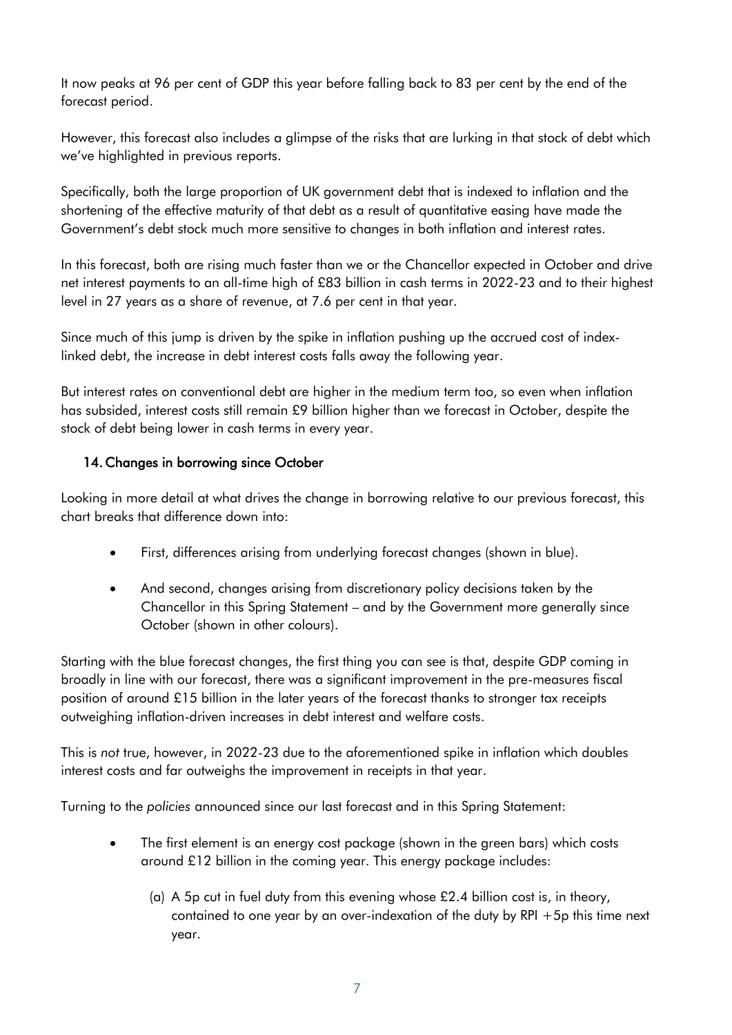It now peaks at 96 per cent of GDP this year before falling back to 83 per cent by the end of the forecast period.

However, this forecast also includes a glimpse of the risks that are lurking in that stock of debt which we've highlighted in previous reports.

Specifically, both the large proportion of UK government debt that is indexed to inflation and the shortening of the effective maturity of that debt as a result of quantitative easing have made the Government's debt stock much more sensitive to changes in both inflation and interest rates.

In this forecast, both are rising much faster than we or the Chancellor expected in October and drive net interest payments to an all-time high of £83 billion in cash terms in 2022-23 and to their highest level in 27 years as a share of revenue, at 7.6 per cent in that year.

Since much of this jump is driven by the spike in inflation pushing up the accrued cost of index-linked debt, the increase in debt interest costs falls away the following year.

But interest rates on conventional debt are higher in the medium term too, so even when inflation has subsided, interest costs still remain £9 billion higher than we forecast in October, despite the stock of debt being lower in cash terms in every year.

## 14. Changes in borrowing since October

Looking in more detail at what drives the change in borrowing relative to our previous forecast, this chart breaks that difference down into:

- First, differences arising from underlying forecast changes (shown in blue).
- And second, changes arising from discretionary policy decisions taken by the Chancellor in this Spring Statement – and by the Government more generally since October (shown in other colours).

Starting with the blue forecast changes, the first thing you can see is that, despite GDP coming in broadly in line with our forecast, there was a significant improvement in the pre-measures fiscal position of around £15 billion in the later years of the forecast thanks to stronger tax receipts outweighing inflation-driven increases in debt interest and welfare costs.

This is *not* true, however, in 2022-23 due to the aforementioned spike in inflation which doubles interest costs and far outweighs the improvement in receipts in that year.

Turning to the *policies* announced since our last forecast and in this Spring Statement:

- The first element is an energy cost package (shown in the green bars) which costs around £12 billion in the coming year. This energy package includes:
  - (a) A 5p cut in fuel duty from this evening whose £2.4 billion cost is, in theory, contained to one year by an over-indexation of the duty by RPI +5p this time next year.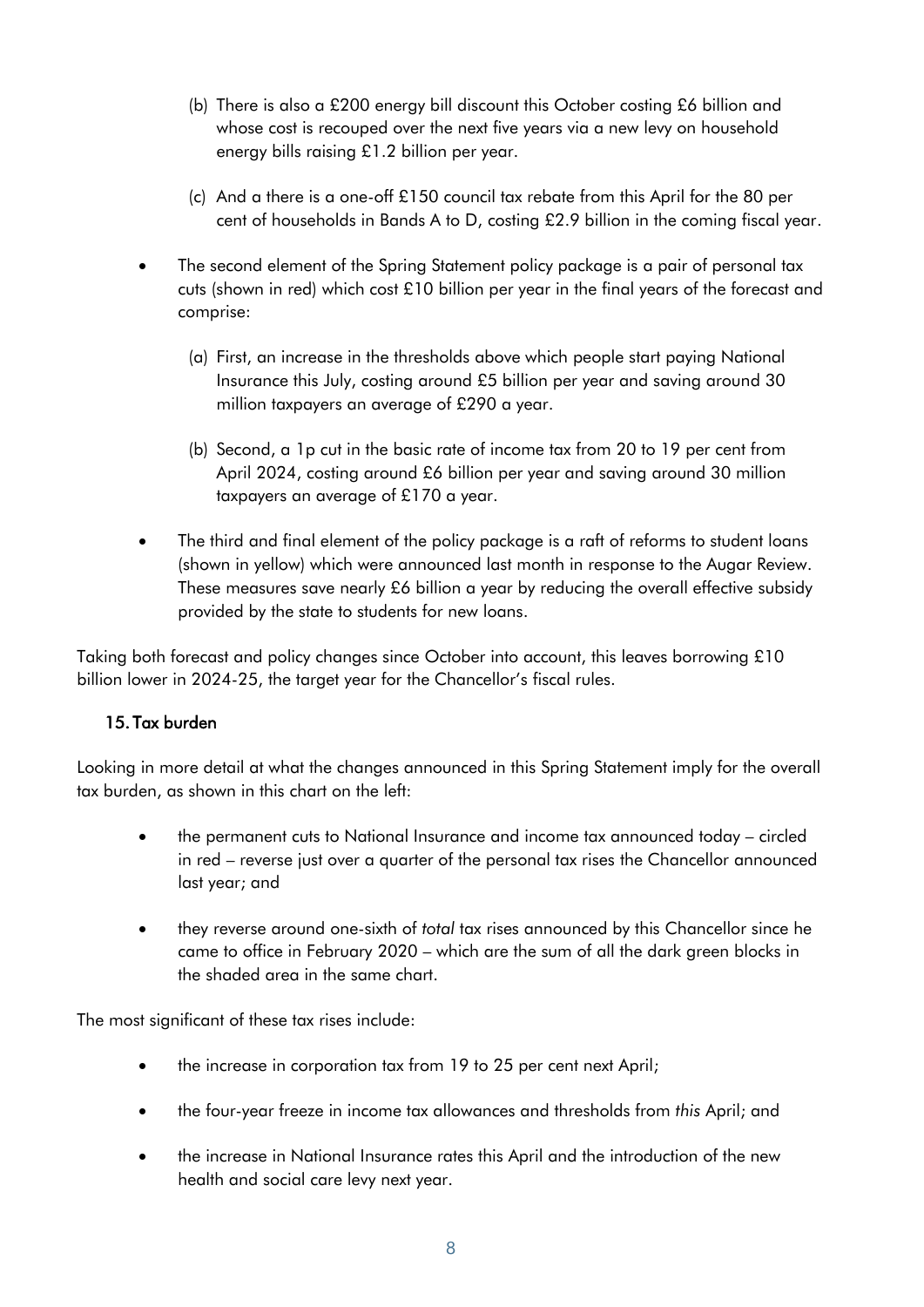(b) There is also a £200 energy bill discount this October costing £6 billion and whose cost is recouped over the next five years via a new levy on household energy bills raising £1.2 billion per year.

(c) And a there is a one-off £150 council tax rebate from this April for the 80 per cent of households in Bands A to D, costing £2.9 billion in the coming fiscal year.

- The second element of the Spring Statement policy package is a pair of personal tax cuts (shown in red) which cost £10 billion per year in the final years of the forecast and comprise:

  (a) First, an increase in the thresholds above which people start paying National Insurance this July, costing around £5 billion per year and saving around 30 million taxpayers an average of £290 a year.

  (b) Second, a 1p cut in the basic rate of income tax from 20 to 19 per cent from April 2024, costing around £6 billion per year and saving around 30 million taxpayers an average of £170 a year.

- The third and final element of the policy package is a raft of reforms to student loans (shown in yellow) which were announced last month in response to the Augar Review. These measures save nearly £6 billion a year by reducing the overall effective subsidy provided by the state to students for new loans.

Taking both forecast and policy changes since October into account, this leaves borrowing £10 billion lower in 2024-25, the target year for the Chancellor's fiscal rules.

## 15. Tax burden

Looking in more detail at what the changes announced in this Spring Statement imply for the overall tax burden, as shown in this chart on the left:

- the permanent cuts to National Insurance and income tax announced today – circled in red – reverse just over a quarter of the personal tax rises the Chancellor announced last year; and
- they reverse around one-sixth of *total* tax rises announced by this Chancellor since he came to office in February 2020 – which are the sum of all the dark green blocks in the shaded area in the same chart.

The most significant of these tax rises include:

- the increase in corporation tax from 19 to 25 per cent next April;
- the four-year freeze in income tax allowances and thresholds from *this* April; and
- the increase in National Insurance rates this April and the introduction of the new health and social care levy next year.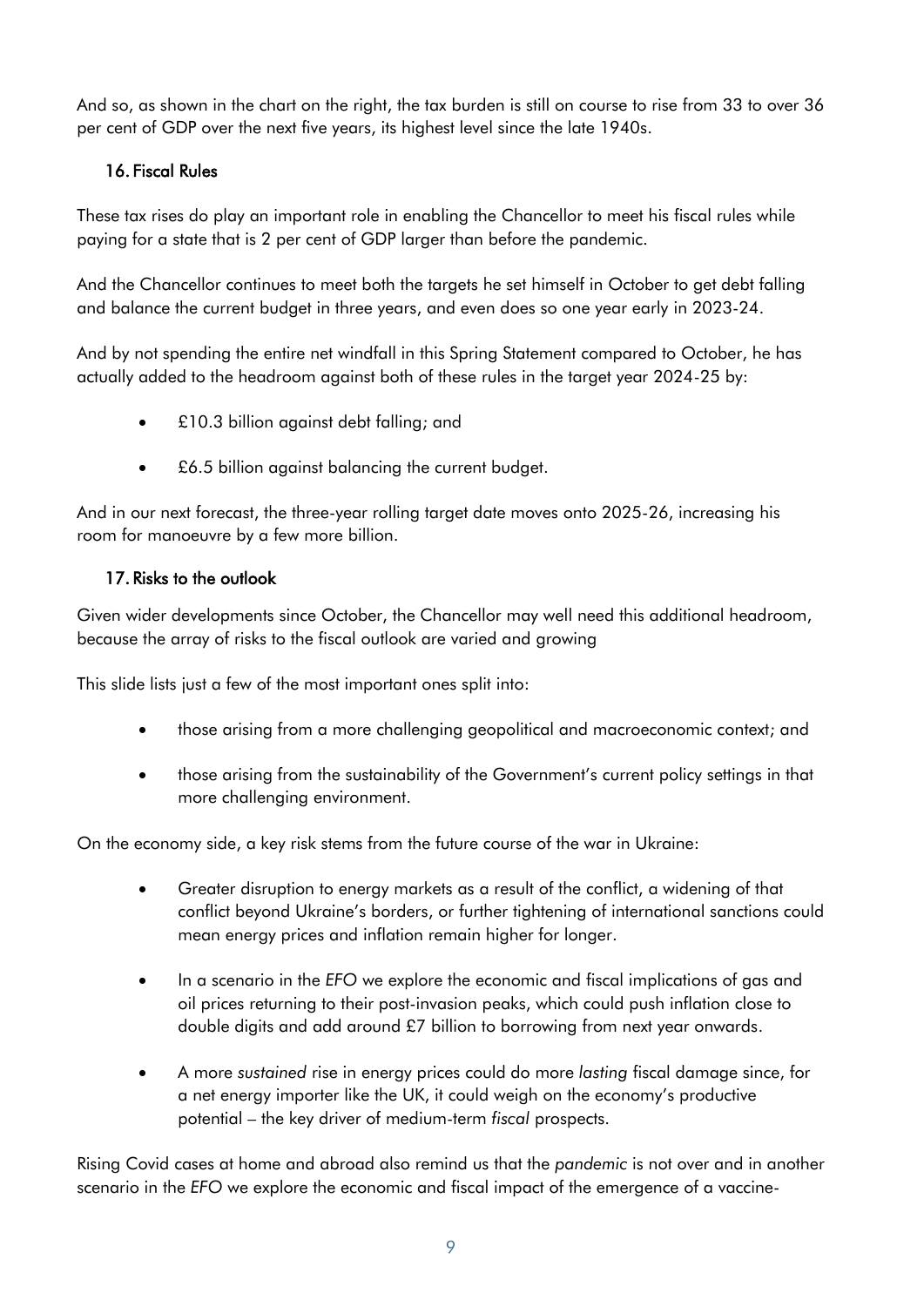And so, as shown in the chart on the right, the tax burden is still on course to rise from 33 to over 36 per cent of GDP over the next five years, its highest level since the late 1940s.

### 16. Fiscal Rules

These tax rises do play an important role in enabling the Chancellor to meet his fiscal rules while paying for a state that is 2 per cent of GDP larger than before the pandemic.

And the Chancellor continues to meet both the targets he set himself in October to get debt falling and balance the current budget in three years, and even does so one year early in 2023-24.

And by not spending the entire net windfall in this Spring Statement compared to October, he has actually added to the headroom against both of these rules in the target year 2024-25 by:

- £10.3 billion against debt falling; and
- £6.5 billion against balancing the current budget.

And in our next forecast, the three-year rolling target date moves onto 2025-26, increasing his room for manoeuvre by a few more billion.

### 17. Risks to the outlook

Given wider developments since October, the Chancellor may well need this additional headroom, because the array of risks to the fiscal outlook are varied and growing

This slide lists just a few of the most important ones split into:

- those arising from a more challenging geopolitical and macroeconomic context; and
- those arising from the sustainability of the Government's current policy settings in that more challenging environment.

On the economy side, a key risk stems from the future course of the war in Ukraine:

- Greater disruption to energy markets as a result of the conflict, a widening of that conflict beyond Ukraine's borders, or further tightening of international sanctions could mean energy prices and inflation remain higher for longer.
- In a scenario in the *EFO* we explore the economic and fiscal implications of gas and oil prices returning to their post-invasion peaks, which could push inflation close to double digits and add around £7 billion to borrowing from next year onwards.
- A more *sustained* rise in energy prices could do more *lasting* fiscal damage since, for a net energy importer like the UK, it could weigh on the economy's productive potential – the key driver of medium-term *fiscal* prospects.

Rising Covid cases at home and abroad also remind us that the *pandemic* is not over and in another scenario in the *EFO* we explore the economic and fiscal impact of the emergence of a vaccine-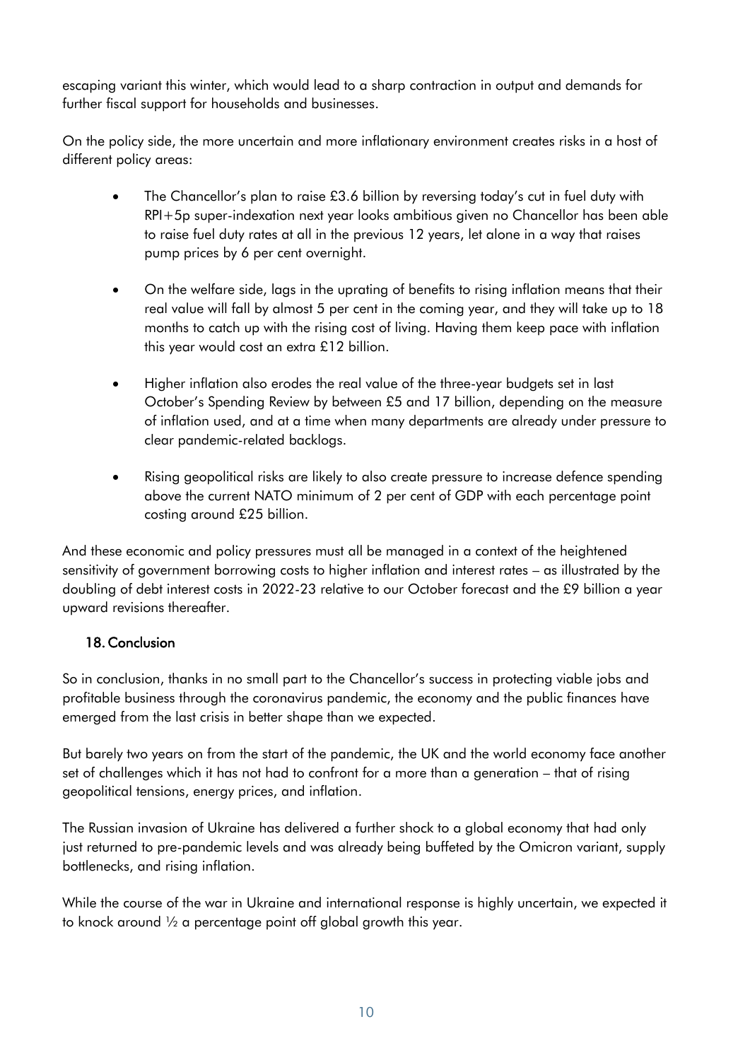escaping variant this winter, which would lead to a sharp contraction in output and demands for further fiscal support for households and businesses.

On the policy side, the more uncertain and more inflationary environment creates risks in a host of different policy areas:

- The Chancellor's plan to raise £3.6 billion by reversing today's cut in fuel duty with RPI+5p super-indexation next year looks ambitious given no Chancellor has been able to raise fuel duty rates at all in the previous 12 years, let alone in a way that raises pump prices by 6 per cent overnight.

- On the welfare side, lags in the uprating of benefits to rising inflation means that their real value will fall by almost 5 per cent in the coming year, and they will take up to 18 months to catch up with the rising cost of living. Having them keep pace with inflation this year would cost an extra £12 billion.

- Higher inflation also erodes the real value of the three-year budgets set in last October's Spending Review by between £5 and 17 billion, depending on the measure of inflation used, and at a time when many departments are already under pressure to clear pandemic-related backlogs.

- Rising geopolitical risks are likely to also create pressure to increase defence spending above the current NATO minimum of 2 per cent of GDP with each percentage point costing around £25 billion.

And these economic and policy pressures must all be managed in a context of the heightened sensitivity of government borrowing costs to higher inflation and interest rates – as illustrated by the doubling of debt interest costs in 2022-23 relative to our October forecast and the £9 billion a year upward revisions thereafter.

## 18. Conclusion

So in conclusion, thanks in no small part to the Chancellor's success in protecting viable jobs and profitable business through the coronavirus pandemic, the economy and the public finances have emerged from the last crisis in better shape than we expected.

But barely two years on from the start of the pandemic, the UK and the world economy face another set of challenges which it has not had to confront for a more than a generation – that of rising geopolitical tensions, energy prices, and inflation.

The Russian invasion of Ukraine has delivered a further shock to a global economy that had only just returned to pre-pandemic levels and was already being buffeted by the Omicron variant, supply bottlenecks, and rising inflation.

While the course of the war in Ukraine and international response is highly uncertain, we expected it to knock around ½ a percentage point off global growth this year.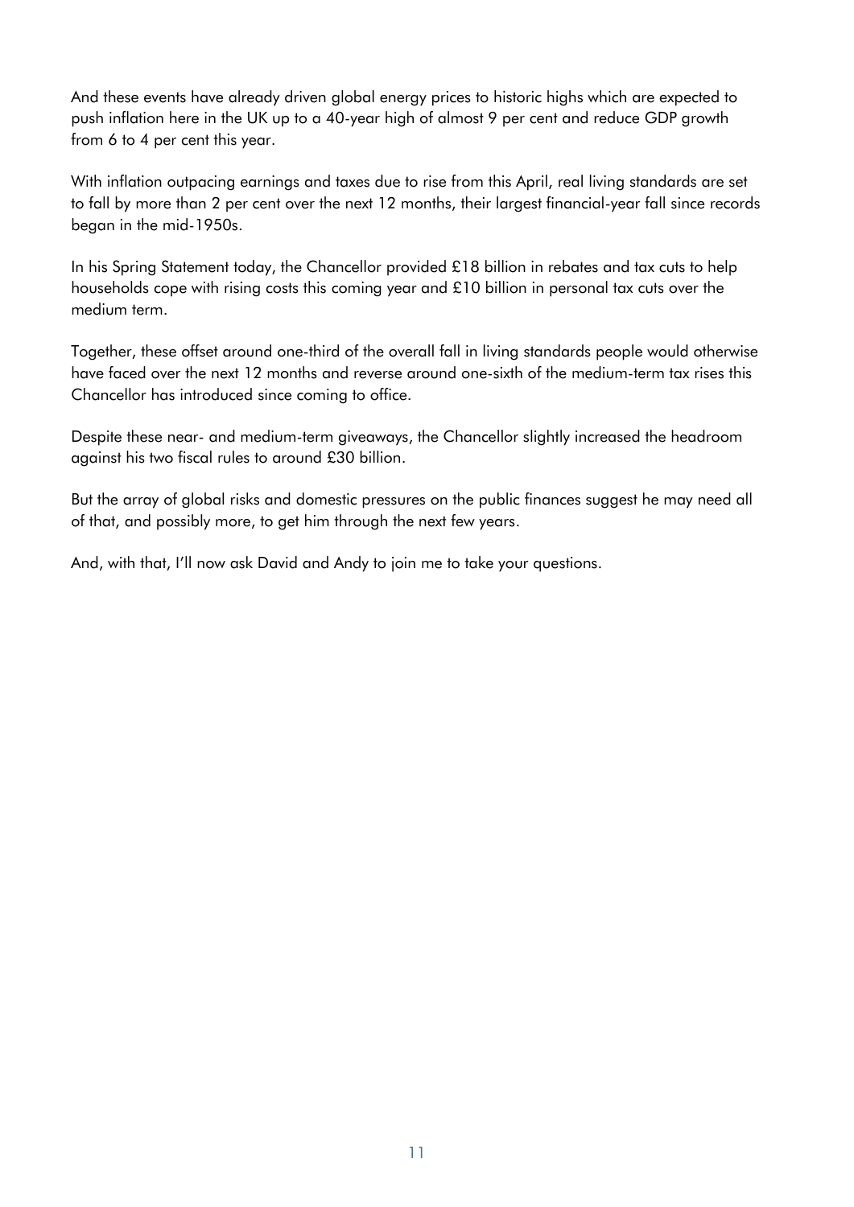And these events have already driven global energy prices to historic highs which are expected to push inflation here in the UK up to a 40-year high of almost 9 per cent and reduce GDP growth from 6 to 4 per cent this year.

With inflation outpacing earnings and taxes due to rise from this April, real living standards are set to fall by more than 2 per cent over the next 12 months, their largest financial-year fall since records began in the mid-1950s.

In his Spring Statement today, the Chancellor provided £18 billion in rebates and tax cuts to help households cope with rising costs this coming year and £10 billion in personal tax cuts over the medium term.

Together, these offset around one-third of the overall fall in living standards people would otherwise have faced over the next 12 months and reverse around one-sixth of the medium-term tax rises this Chancellor has introduced since coming to office.

Despite these near- and medium-term giveaways, the Chancellor slightly increased the headroom against his two fiscal rules to around £30 billion.

But the array of global risks and domestic pressures on the public finances suggest he may need all of that, and possibly more, to get him through the next few years.

And, with that, I'll now ask David and Andy to join me to take your questions.